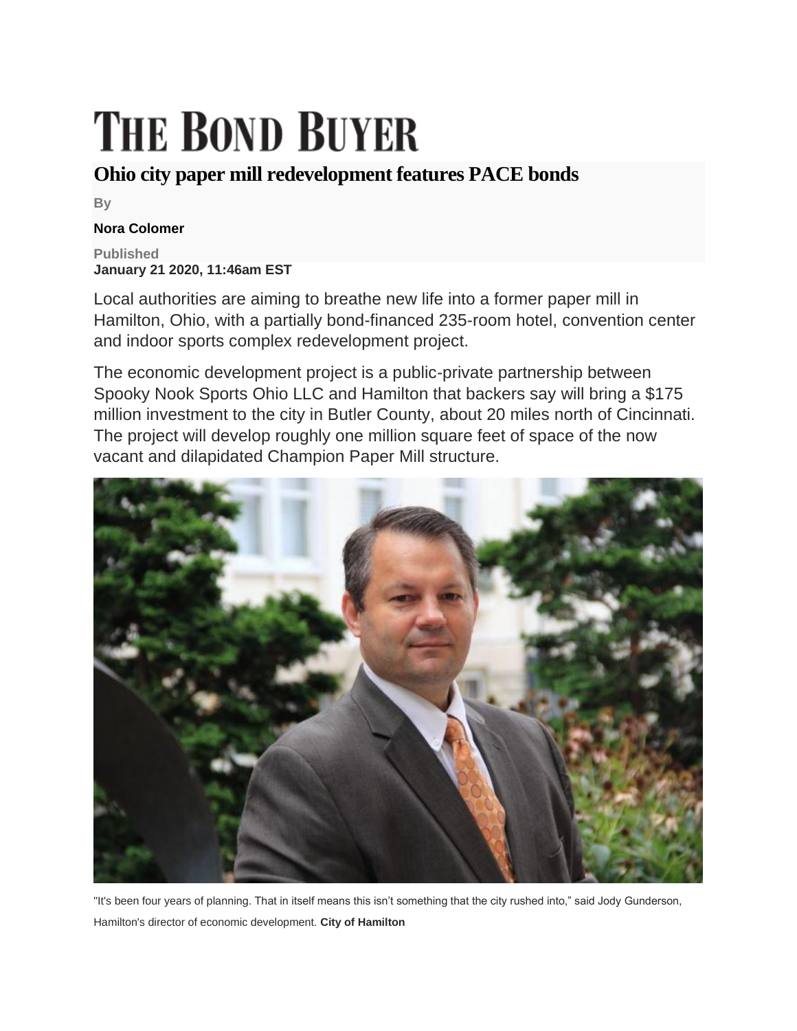# THE BOND BUYER

## Ohio city paper mill redevelopment features PACE bonds

By

**Nora Colomer**

Published
**January 21 2020, 11:46am EST**

Local authorities are aiming to breathe new life into a former paper mill in Hamilton, Ohio, with a partially bond-financed 235-room hotel, convention center and indoor sports complex redevelopment project.

The economic development project is a public-private partnership between Spooky Nook Sports Ohio LLC and Hamilton that backers say will bring a $175 million investment to the city in Butler County, about 20 miles north of Cincinnati. The project will develop roughly one million square feet of space of the now vacant and dilapidated Champion Paper Mill structure.

"It's been four years of planning. That in itself means this isn't something that the city rushed into," said Jody Gunderson, Hamilton's director of economic development. **City of Hamilton**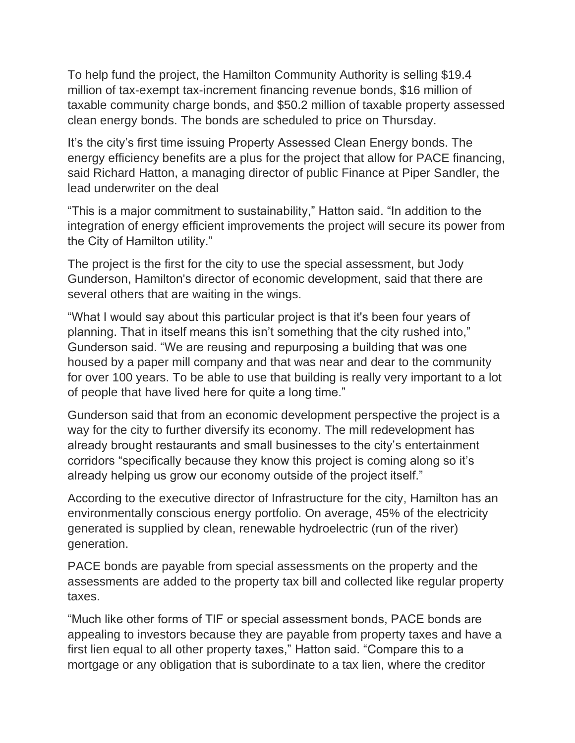To help fund the project, the Hamilton Community Authority is selling $19.4 million of tax-exempt tax-increment financing revenue bonds, $16 million of taxable community charge bonds, and $50.2 million of taxable property assessed clean energy bonds. The bonds are scheduled to price on Thursday.

It's the city's first time issuing Property Assessed Clean Energy bonds. The energy efficiency benefits are a plus for the project that allow for PACE financing, said Richard Hatton, a managing director of public Finance at Piper Sandler, the lead underwriter on the deal

"This is a major commitment to sustainability," Hatton said. "In addition to the integration of energy efficient improvements the project will secure its power from the City of Hamilton utility."

The project is the first for the city to use the special assessment, but Jody Gunderson, Hamilton's director of economic development, said that there are several others that are waiting in the wings.

"What I would say about this particular project is that it's been four years of planning. That in itself means this isn't something that the city rushed into," Gunderson said. "We are reusing and repurposing a building that was one housed by a paper mill company and that was near and dear to the community for over 100 years. To be able to use that building is really very important to a lot of people that have lived here for quite a long time."

Gunderson said that from an economic development perspective the project is a way for the city to further diversify its economy. The mill redevelopment has already brought restaurants and small businesses to the city's entertainment corridors "specifically because they know this project is coming along so it's already helping us grow our economy outside of the project itself."

According to the executive director of Infrastructure for the city, Hamilton has an environmentally conscious energy portfolio. On average, 45% of the electricity generated is supplied by clean, renewable hydroelectric (run of the river) generation.

PACE bonds are payable from special assessments on the property and the assessments are added to the property tax bill and collected like regular property taxes.

"Much like other forms of TIF or special assessment bonds, PACE bonds are appealing to investors because they are payable from property taxes and have a first lien equal to all other property taxes," Hatton said. "Compare this to a mortgage or any obligation that is subordinate to a tax lien, where the creditor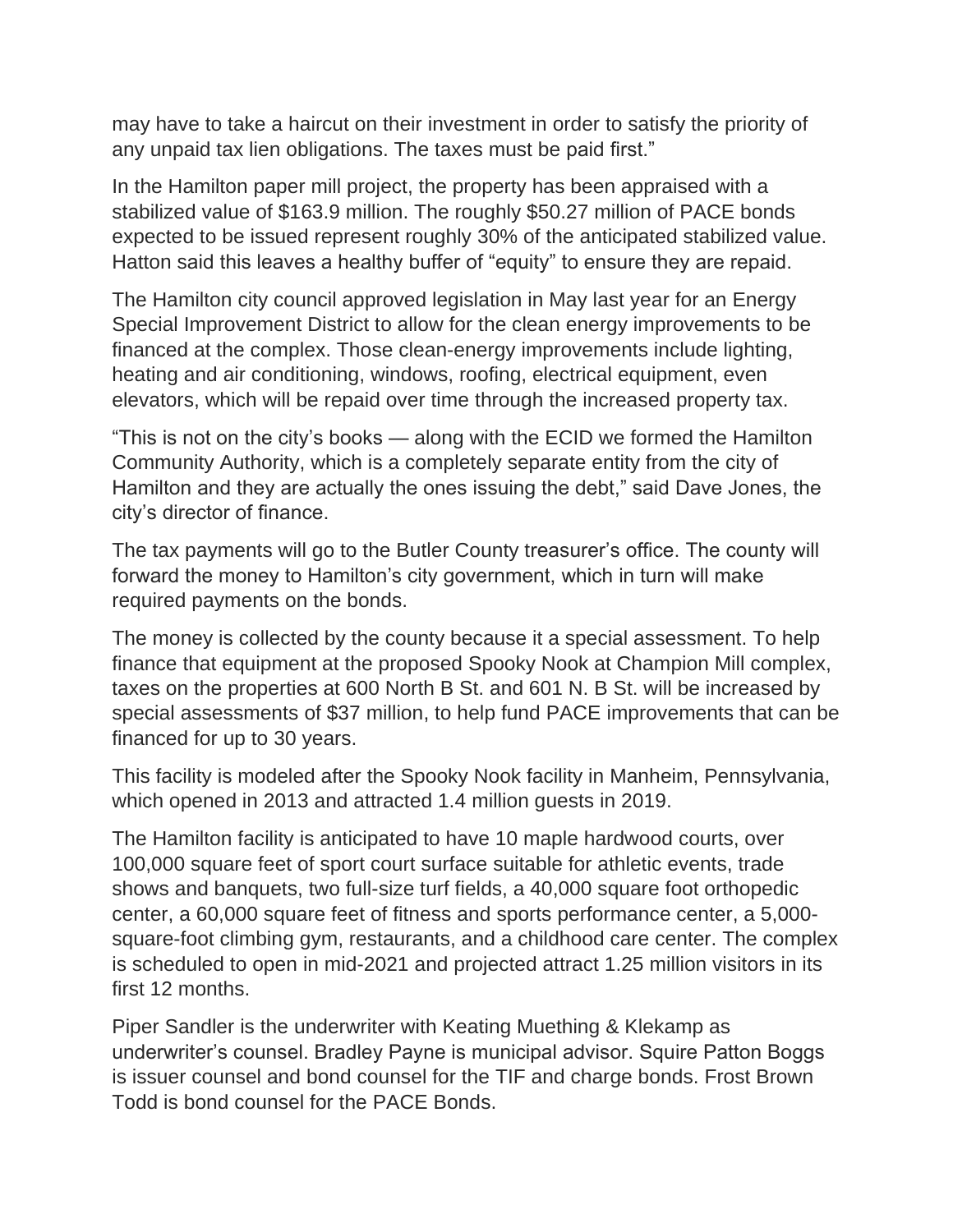may have to take a haircut on their investment in order to satisfy the priority of any unpaid tax lien obligations. The taxes must be paid first."

In the Hamilton paper mill project, the property has been appraised with a stabilized value of $163.9 million. The roughly $50.27 million of PACE bonds expected to be issued represent roughly 30% of the anticipated stabilized value. Hatton said this leaves a healthy buffer of "equity" to ensure they are repaid.

The Hamilton city council approved legislation in May last year for an Energy Special Improvement District to allow for the clean energy improvements to be financed at the complex. Those clean-energy improvements include lighting, heating and air conditioning, windows, roofing, electrical equipment, even elevators, which will be repaid over time through the increased property tax.

"This is not on the city's books — along with the ECID we formed the Hamilton Community Authority, which is a completely separate entity from the city of Hamilton and they are actually the ones issuing the debt," said Dave Jones, the city's director of finance.

The tax payments will go to the Butler County treasurer's office. The county will forward the money to Hamilton's city government, which in turn will make required payments on the bonds.

The money is collected by the county because it a special assessment. To help finance that equipment at the proposed Spooky Nook at Champion Mill complex, taxes on the properties at 600 North B St. and 601 N. B St. will be increased by special assessments of $37 million, to help fund PACE improvements that can be financed for up to 30 years.

This facility is modeled after the Spooky Nook facility in Manheim, Pennsylvania, which opened in 2013 and attracted 1.4 million guests in 2019.

The Hamilton facility is anticipated to have 10 maple hardwood courts, over 100,000 square feet of sport court surface suitable for athletic events, trade shows and banquets, two full-size turf fields, a 40,000 square foot orthopedic center, a 60,000 square feet of fitness and sports performance center, a 5,000-square-foot climbing gym, restaurants, and a childhood care center. The complex is scheduled to open in mid-2021 and projected attract 1.25 million visitors in its first 12 months.

Piper Sandler is the underwriter with Keating Muething & Klekamp as underwriter's counsel. Bradley Payne is municipal advisor. Squire Patton Boggs is issuer counsel and bond counsel for the TIF and charge bonds. Frost Brown Todd is bond counsel for the PACE Bonds.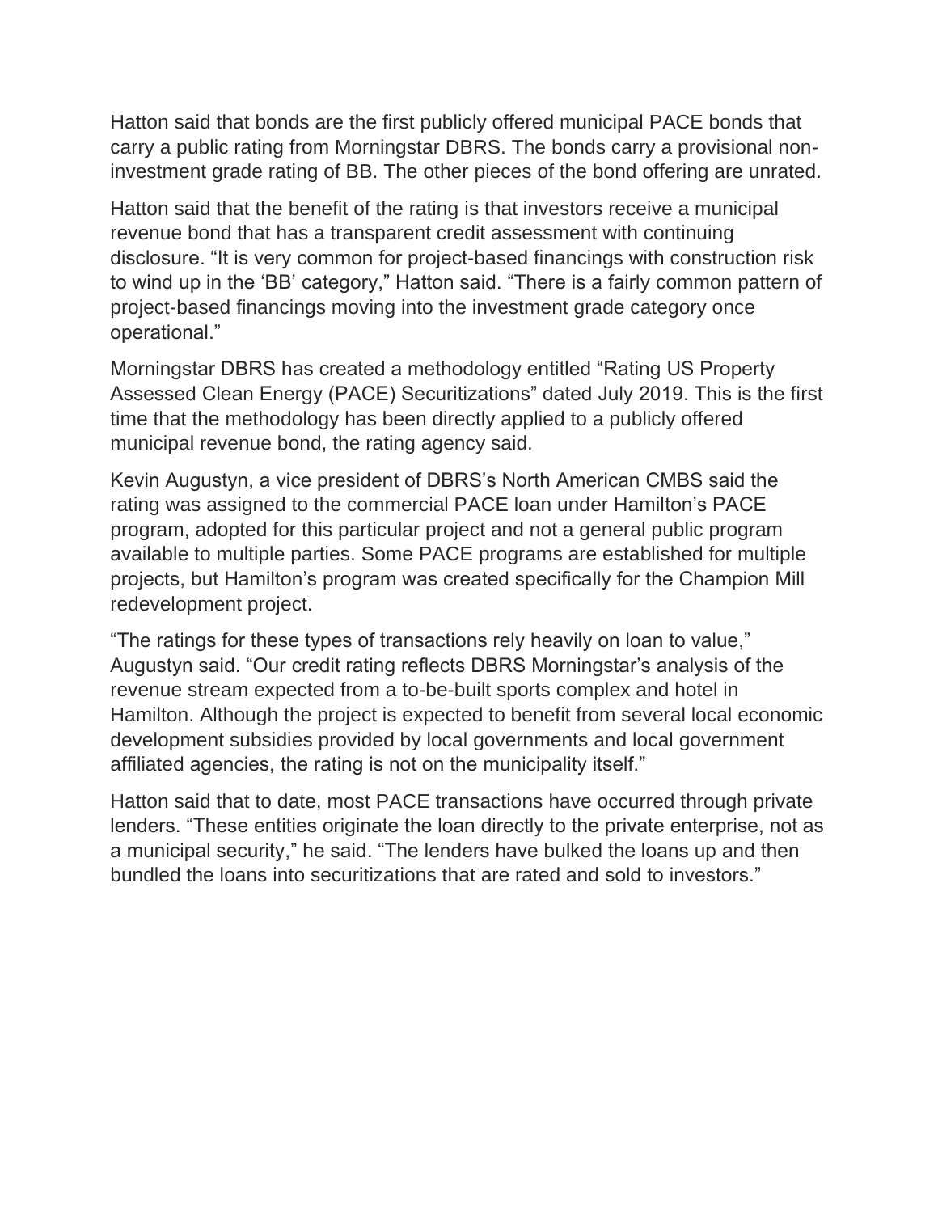Hatton said that bonds are the first publicly offered municipal PACE bonds that carry a public rating from Morningstar DBRS. The bonds carry a provisional non-investment grade rating of BB. The other pieces of the bond offering are unrated.

Hatton said that the benefit of the rating is that investors receive a municipal revenue bond that has a transparent credit assessment with continuing disclosure. “It is very common for project-based financings with construction risk to wind up in the ‘BB’ category,” Hatton said. “There is a fairly common pattern of project-based financings moving into the investment grade category once operational.”

Morningstar DBRS has created a methodology entitled “Rating US Property Assessed Clean Energy (PACE) Securitizations” dated July 2019. This is the first time that the methodology has been directly applied to a publicly offered municipal revenue bond, the rating agency said.

Kevin Augustyn, a vice president of DBRS’s North American CMBS said the rating was assigned to the commercial PACE loan under Hamilton’s PACE program, adopted for this particular project and not a general public program available to multiple parties. Some PACE programs are established for multiple projects, but Hamilton’s program was created specifically for the Champion Mill redevelopment project.

“The ratings for these types of transactions rely heavily on loan to value,” Augustyn said. “Our credit rating reflects DBRS Morningstar’s analysis of the revenue stream expected from a to-be-built sports complex and hotel in Hamilton. Although the project is expected to benefit from several local economic development subsidies provided by local governments and local government affiliated agencies, the rating is not on the municipality itself.”

Hatton said that to date, most PACE transactions have occurred through private lenders. “These entities originate the loan directly to the private enterprise, not as a municipal security,” he said. “The lenders have bulked the loans up and then bundled the loans into securitizations that are rated and sold to investors.”